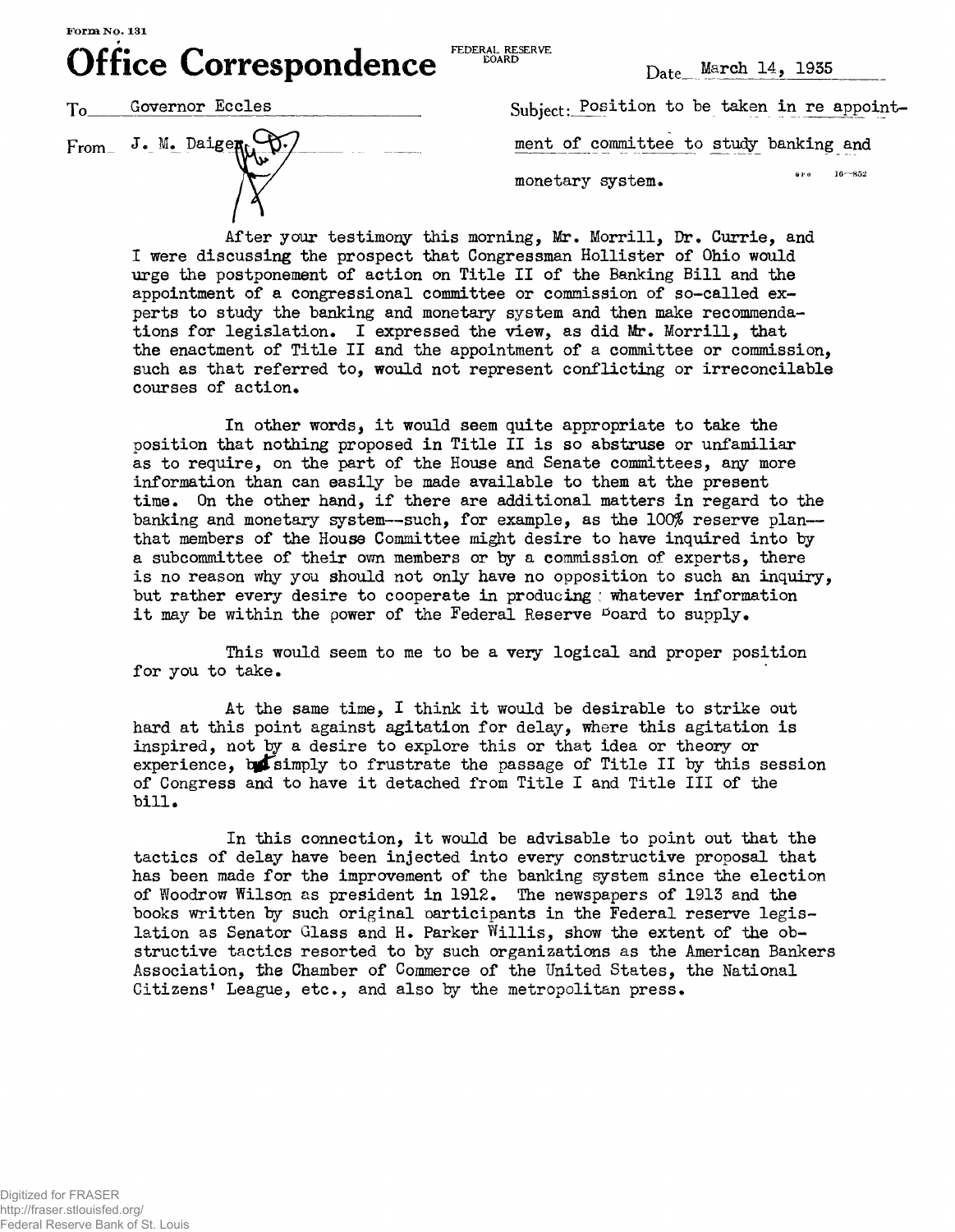Form No. 131

# Office Correspondence

FEDERAL RESERVE BOARD

Date March 14, 1935

To Governor Eccles

From J. M. Daiger

Subject: Position to be taken in re appointment of committee to study banking and monetary system.

After your testimony this morning, Mr. Morrill, Dr. Currie, and I were discussing the prospect that Congressman Hollister of Ohio would urge the postponement of action on Title II of the Banking Bill and the appointment of a congressional committee or commission of so-called experts to study the banking and monetary system and then make recommendations for legislation. I expressed the view, as did Mr. Morrill, that the enactment of Title II and the appointment of a committee or commission, such as that referred to, would not represent conflicting or irreconcilable courses of action.

In other words, it would seem quite appropriate to take the position that nothing proposed in Title II is so abstruse or unfamiliar as to require, on the part of the House and Senate committees, any more information than can easily be made available to them at the present time. On the other hand, if there are additional matters in regard to the banking and monetary system--such, for example, as the 100% reserve plan--that members of the House Committee might desire to have inquired into by a subcommittee of their own members or by a commission of experts, there is no reason why you should not only have no opposition to such an inquiry, but rather every desire to cooperate in producing whatever information it may be within the power of the Federal Reserve Board to supply.

This would seem to me to be a very logical and proper position for you to take.

At the same time, I think it would be desirable to strike out hard at this point against agitation for delay, where this agitation is inspired, not by a desire to explore this or that idea or theory or experience, but simply to frustrate the passage of Title II by this session of Congress and to have it detached from Title I and Title III of the bill.

In this connection, it would be advisable to point out that the tactics of delay have been injected into every constructive proposal that has been made for the improvement of the banking system since the election of Woodrow Wilson as president in 1912. The newspapers of 1913 and the books written by such original participants in the Federal reserve legislation as Senator Glass and H. Parker Willis, show the extent of the obstructive tactics resorted to by such organizations as the American Bankers Association, the Chamber of Commerce of the United States, the National Citizens' League, etc., and also by the metropolitan press.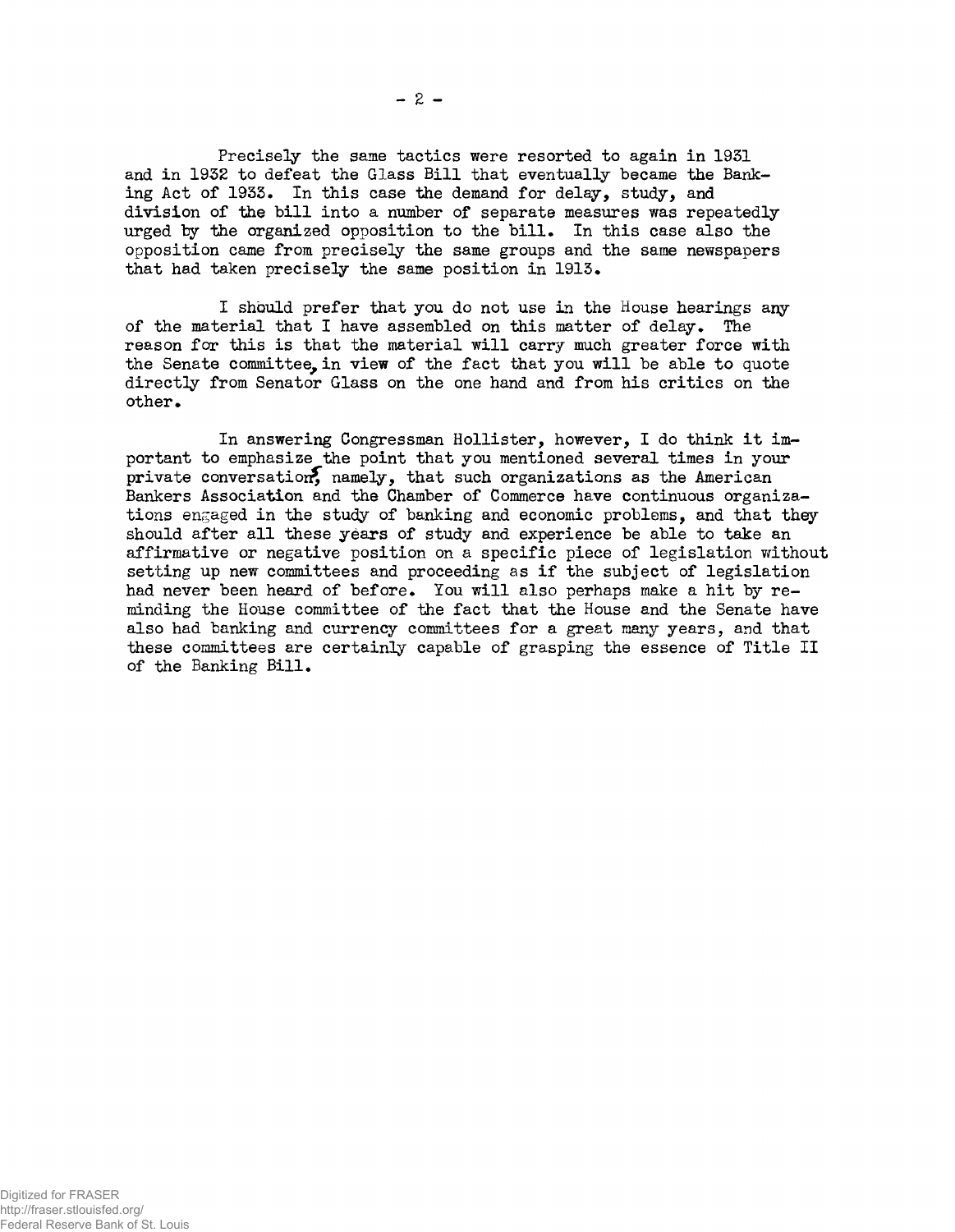Precisely the same tactics were resorted to again in 1931 and in 1932 to defeat the Glass Bill that eventually became the Banking Act of 1933. In this case the demand for delay, study, and division of the bill into a number of separate measures was repeatedly urged by the organized opposition to the bill. In this case also the opposition came from precisely the same groups and the same newspapers that had taken precisely the same position in 1913.

I should prefer that you do not use in the House hearings any of the material that I have assembled on this matter of delay. The reason for this is that the material will carry much greater force with the Senate committee, in view of the fact that you will be able to quote directly from Senator Glass on the one hand and from his critics on the other.

In answering Congressman Hollister, however, I do think it important to emphasize the point that you mentioned several times in your private conversations, namely, that such organizations as the American Bankers Association and the Chamber of Commerce have continuous organizations engaged in the study of banking and economic problems, and that they should after all these years of study and experience be able to take an affirmative or negative position on a specific piece of legislation without setting up new committees and proceeding as if the subject of legislation had never been heard of before. You will also perhaps make a hit by reminding the House committee of the fact that the House and the Senate have also had banking and currency committees for a great many years, and that these committees are certainly capable of grasping the essence of Title II of the Banking Bill.